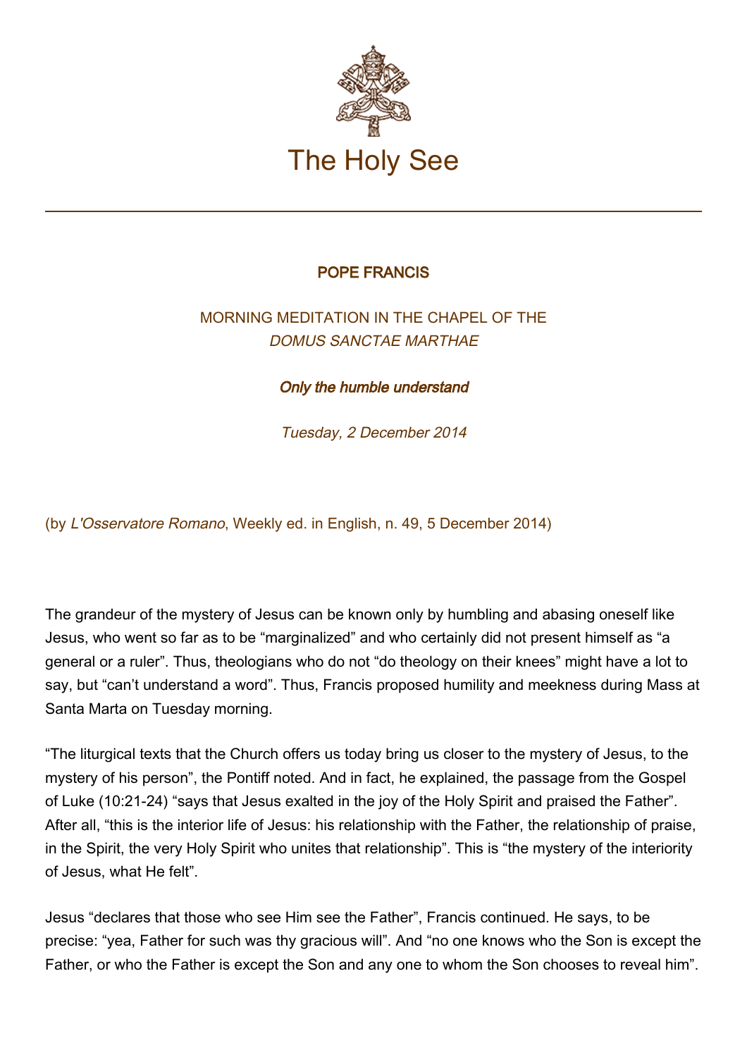# The Holy See

## POPE FRANCIS

### MORNING MEDITATION IN THE CHAPEL OF THE *DOMUS SANCTAE MARTHAE*

### ***Only the humble understand***

*Tuesday, 2 December 2014*

(by *L'Osservatore Romano*, Weekly ed. in English, n. 49, 5 December 2014)

The grandeur of the mystery of Jesus can be known only by humbling and abasing oneself like Jesus, who went so far as to be "marginalized" and who certainly did not present himself as "a general or a ruler". Thus, theologians who do not "do theology on their knees" might have a lot to say, but "can't understand a word". Thus, Francis proposed humility and meekness during Mass at Santa Marta on Tuesday morning.

"The liturgical texts that the Church offers us today bring us closer to the mystery of Jesus, to the mystery of his person", the Pontiff noted. And in fact, he explained, the passage from the Gospel of Luke (10:21-24) "says that Jesus exalted in the joy of the Holy Spirit and praised the Father". After all, "this is the interior life of Jesus: his relationship with the Father, the relationship of praise, in the Spirit, the very Holy Spirit who unites that relationship". This is "the mystery of the interiority of Jesus, what He felt".

Jesus "declares that those who see Him see the Father", Francis continued. He says, to be precise: "yea, Father for such was thy gracious will". And "no one knows who the Son is except the Father, or who the Father is except the Son and any one to whom the Son chooses to reveal him".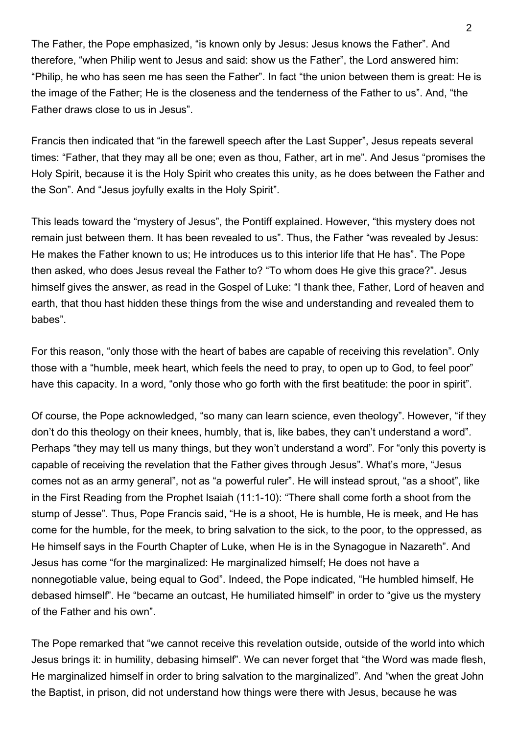The Father, the Pope emphasized, “is known only by Jesus: Jesus knows the Father”. And therefore, “when Philip went to Jesus and said: show us the Father”, the Lord answered him: “Philip, he who has seen me has seen the Father”. In fact “the union between them is great: He is the image of the Father; He is the closeness and the tenderness of the Father to us”. And, “the Father draws close to us in Jesus”.

Francis then indicated that “in the farewell speech after the Last Supper”, Jesus repeats several times: “Father, that they may all be one; even as thou, Father, art in me”. And Jesus “promises the Holy Spirit, because it is the Holy Spirit who creates this unity, as he does between the Father and the Son”. And “Jesus joyfully exalts in the Holy Spirit”.

This leads toward the “mystery of Jesus”, the Pontiff explained. However, “this mystery does not remain just between them. It has been revealed to us”. Thus, the Father “was revealed by Jesus: He makes the Father known to us; He introduces us to this interior life that He has”. The Pope then asked, who does Jesus reveal the Father to? “To whom does He give this grace?”. Jesus himself gives the answer, as read in the Gospel of Luke: “I thank thee, Father, Lord of heaven and earth, that thou hast hidden these things from the wise and understanding and revealed them to babes”.

For this reason, “only those with the heart of babes are capable of receiving this revelation”. Only those with a “humble, meek heart, which feels the need to pray, to open up to God, to feel poor” have this capacity. In a word, “only those who go forth with the first beatitude: the poor in spirit”.

Of course, the Pope acknowledged, “so many can learn science, even theology”. However, “if they don’t do this theology on their knees, humbly, that is, like babes, they can’t understand a word”. Perhaps “they may tell us many things, but they won’t understand a word”. For “only this poverty is capable of receiving the revelation that the Father gives through Jesus”. What’s more, “Jesus comes not as an army general”, not as “a powerful ruler”. He will instead sprout, “as a shoot”, like in the First Reading from the Prophet Isaiah (11:1-10): “There shall come forth a shoot from the stump of Jesse”. Thus, Pope Francis said, “He is a shoot, He is humble, He is meek, and He has come for the humble, for the meek, to bring salvation to the sick, to the poor, to the oppressed, as He himself says in the Fourth Chapter of Luke, when He is in the Synagogue in Nazareth”. And Jesus has come “for the marginalized: He marginalized himself; He does not have a nonnegotiable value, being equal to God”. Indeed, the Pope indicated, “He humbled himself, He debased himself”. He “became an outcast, He humiliated himself” in order to “give us the mystery of the Father and his own”.

The Pope remarked that “we cannot receive this revelation outside, outside of the world into which Jesus brings it: in humility, debasing himself”. We can never forget that “the Word was made flesh, He marginalized himself in order to bring salvation to the marginalized”. And “when the great John the Baptist, in prison, did not understand how things were there with Jesus, because he was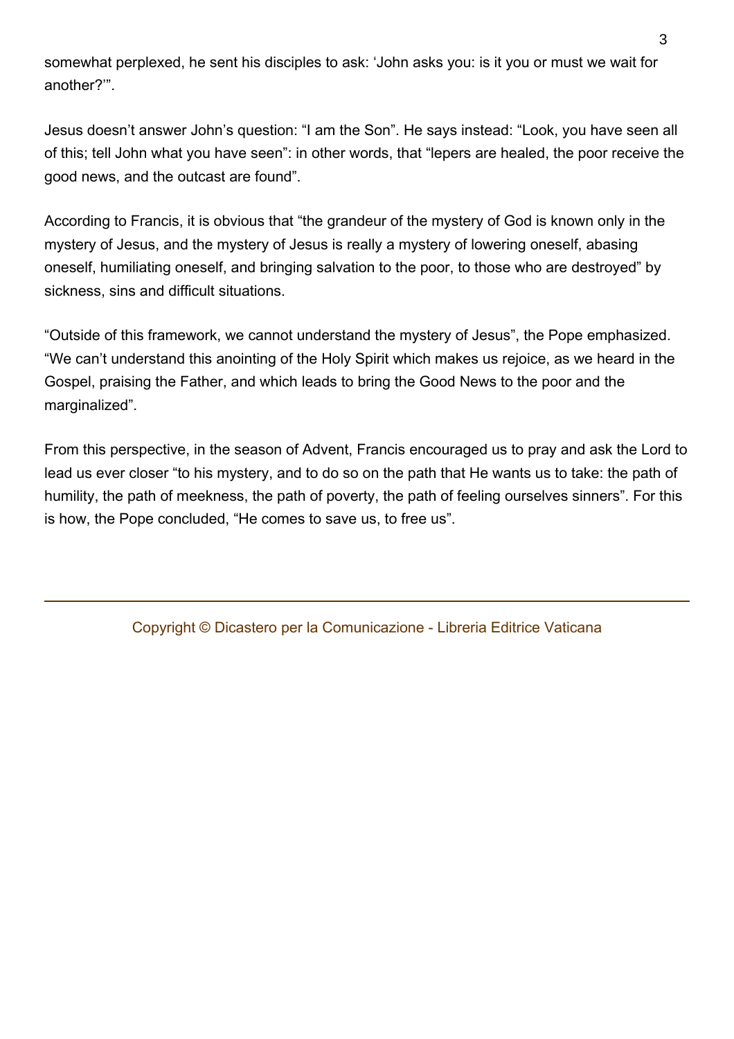somewhat perplexed, he sent his disciples to ask: ‘John asks you: is it you or must we wait for another?’”.

Jesus doesn’t answer John’s question: “I am the Son”. He says instead: “Look, you have seen all of this; tell John what you have seen”: in other words, that “lepers are healed, the poor receive the good news, and the outcast are found”.

According to Francis, it is obvious that “the grandeur of the mystery of God is known only in the mystery of Jesus, and the mystery of Jesus is really a mystery of lowering oneself, abasing oneself, humiliating oneself, and bringing salvation to the poor, to those who are destroyed” by sickness, sins and difficult situations.

“Outside of this framework, we cannot understand the mystery of Jesus”, the Pope emphasized. “We can’t understand this anointing of the Holy Spirit which makes us rejoice, as we heard in the Gospel, praising the Father, and which leads to bring the Good News to the poor and the marginalized”.

From this perspective, in the season of Advent, Francis encouraged us to pray and ask the Lord to lead us ever closer “to his mystery, and to do so on the path that He wants us to take: the path of humility, the path of meekness, the path of poverty, the path of feeling ourselves sinners”. For this is how, the Pope concluded, “He comes to save us, to free us”.

---

Copyright © Dicastero per la Comunicazione - Libreria Editrice Vaticana